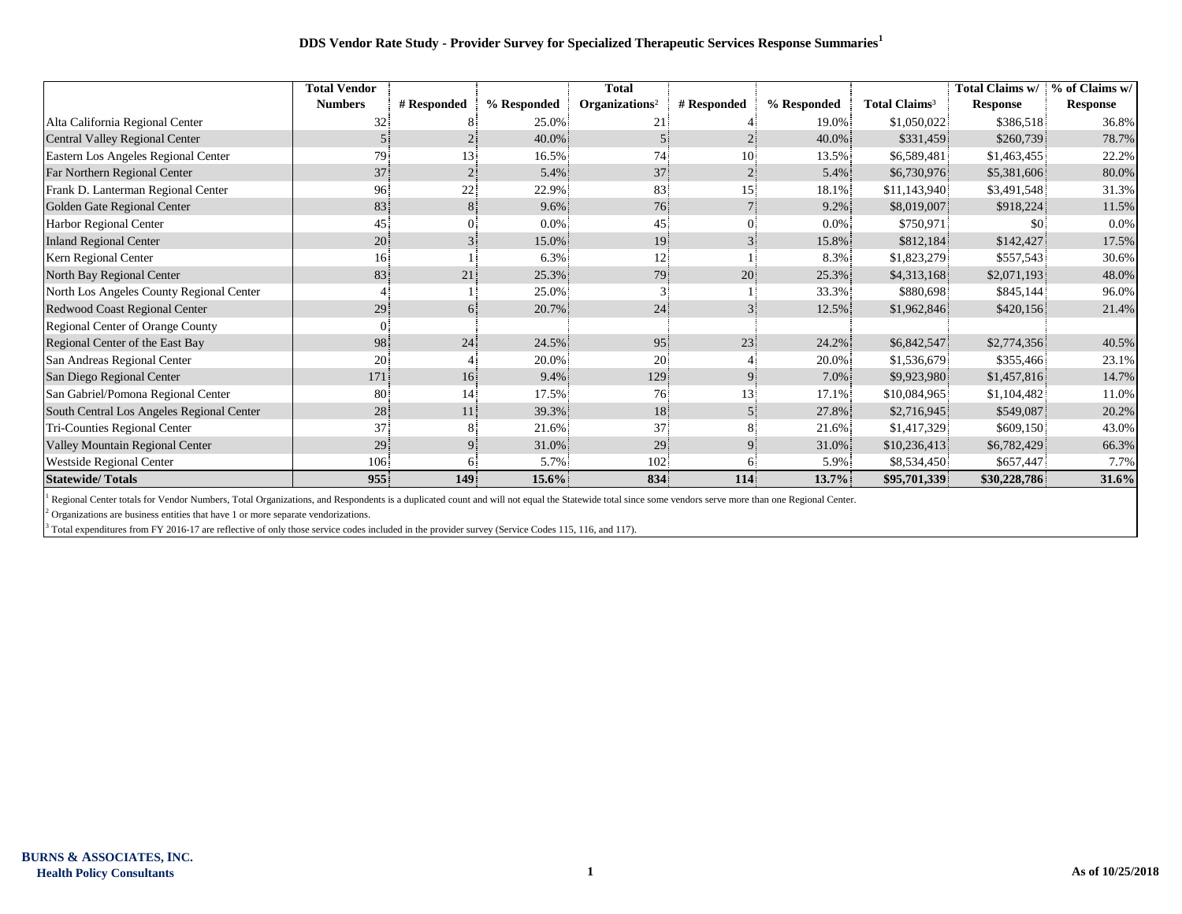# DDS Vendor Rate Study - Provider Survey for Specialized Therapeutic Services Response Summaries[1]

| | Total Vendor Numbers | # Responded | % Responded | Total Organizations[2] | # Responded | % Responded | Total Claims[3] | Total Claims w/ Response | % of Claims w/ Response |
|---|---|---|---|---|---|---|---|---|---|
| Alta California Regional Center | 32 | 8 | 25.0% | 21 | 4 | 19.0% | $1,050,022 | $386,518 | 36.8% |
| Central Valley Regional Center | 5 | 2 | 40.0% | 5 | 2 | 40.0% | $331,459 | $260,739 | 78.7% |
| Eastern Los Angeles Regional Center | 79 | 13 | 16.5% | 74 | 10 | 13.5% | $6,589,481 | $1,463,455 | 22.2% |
| Far Northern Regional Center | 37 | 2 | 5.4% | 37 | 2 | 5.4% | $6,730,976 | $5,381,606 | 80.0% |
| Frank D. Lanterman Regional Center | 96 | 22 | 22.9% | 83 | 15 | 18.1% | $11,143,940 | $3,491,548 | 31.3% |
| Golden Gate Regional Center | 83 | 8 | 9.6% | 76 | 7 | 9.2% | $8,019,007 | $918,224 | 11.5% |
| Harbor Regional Center | 45 | 0 | 0.0% | 45 | 0 | 0.0% | $750,971 | $0 | 0.0% |
| Inland Regional Center | 20 | 3 | 15.0% | 19 | 3 | 15.8% | $812,184 | $142,427 | 17.5% |
| Kern Regional Center | 16 | 1 | 6.3% | 12 | 1 | 8.3% | $1,823,279 | $557,543 | 30.6% |
| North Bay Regional Center | 83 | 21 | 25.3% | 79 | 20 | 25.3% | $4,313,168 | $2,071,193 | 48.0% |
| North Los Angeles County Regional Center | 4 | 1 | 25.0% | 3 | 1 | 33.3% | $880,698 | $845,144 | 96.0% |
| Redwood Coast Regional Center | 29 | 6 | 20.7% | 24 | 3 | 12.5% | $1,962,846 | $420,156 | 21.4% |
| Regional Center of Orange County | 0 | | | | | | | | |
| Regional Center of the East Bay | 98 | 24 | 24.5% | 95 | 23 | 24.2% | $6,842,547 | $2,774,356 | 40.5% |
| San Andreas Regional Center | 20 | 4 | 20.0% | 20 | 4 | 20.0% | $1,536,679 | $355,466 | 23.1% |
| San Diego Regional Center | 171 | 16 | 9.4% | 129 | 9 | 7.0% | $9,923,980 | $1,457,816 | 14.7% |
| San Gabriel/Pomona Regional Center | 80 | 14 | 17.5% | 76 | 13 | 17.1% | $10,084,965 | $1,104,482 | 11.0% |
| South Central Los Angeles Regional Center | 28 | 11 | 39.3% | 18 | 5 | 27.8% | $2,716,945 | $549,087 | 20.2% |
| Tri-Counties Regional Center | 37 | 8 | 21.6% | 37 | 8 | 21.6% | $1,417,329 | $609,150 | 43.0% |
| Valley Mountain Regional Center | 29 | 9 | 31.0% | 29 | 9 | 31.0% | $10,236,413 | $6,782,429 | 66.3% |
| Westside Regional Center | 106 | 6 | 5.7% | 102 | 6 | 5.9% | $8,534,450 | $657,447 | 7.7% |
| **Statewide/ Totals** | **955** | **149** | **15.6%** | **834** | **114** | **13.7%** | **$95,701,339** | **$30,228,786** | **31.6%** |

[1] Regional Center totals for Vendor Numbers, Total Organizations, and Respondents is a duplicated count and will not equal the Statewide total since some vendors serve more than one Regional Center.

[2] Organizations are business entities that have 1 or more separate vendorizations.

[3] Total expenditures from FY 2016-17 are reflective of only those service codes included in the provider survey (Service Codes 115, 116, and 117).

**BURNS & ASSOCIATES, INC.**
**Health Policy Consultants**

**As of 10/25/2018**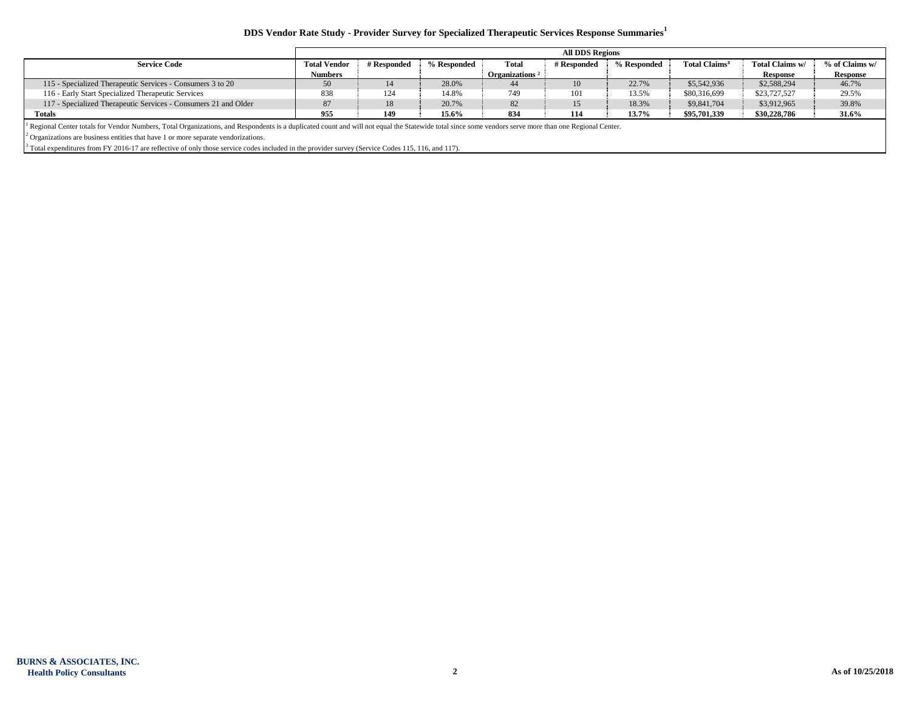# DDS Vendor Rate Study - Provider Survey for Specialized Therapeutic Services Response Summaries[1]

| Service Code | All DDS Regions | | | | | | | | |
|---|---|---|---|---|---|---|---|---|---|
| | Total Vendor Numbers | # Responded | % Responded | Total Organizations [2] | # Responded | % Responded | Total Claims[3] | Total Claims w/ Response | % of Claims w/ Response |
| 115 - Specialized Therapeutic Services - Consumers 3 to 20 | 50 | 14 | 28.0% | 44 | 10 | 22.7% | $5,542,936 | $2,588,294 | 46.7% |
| 116 - Early Start Specialized Therapeutic Services | 838 | 124 | 14.8% | 749 | 101 | 13.5% | $80,316,699 | $23,727,527 | 29.5% |
| 117 - Specialized Therapeutic Services - Consumers 21 and Older | 87 | 18 | 20.7% | 82 | 15 | 18.3% | $9,841,704 | $3,912,965 | 39.8% |
| **Totals** | **955** | **149** | **15.6%** | **834** | **114** | **13.7%** | **$95,701,339** | **$30,228,786** | **31.6%** |

[1] Regional Center totals for Vendor Numbers, Total Organizations, and Respondents is a duplicated count and will not equal the Statewide total since some vendors serve more than one Regional Center.

[2] Organizations are business entities that have 1 or more separate vendorizations.

[3] Total expenditures from FY 2016-17 are reflective of only those service codes included in the provider survey (Service Codes 115, 116, and 117).

**BURNS & ASSOCIATES, INC.**
**Health Policy Consultants**

**As of 10/25/2018**